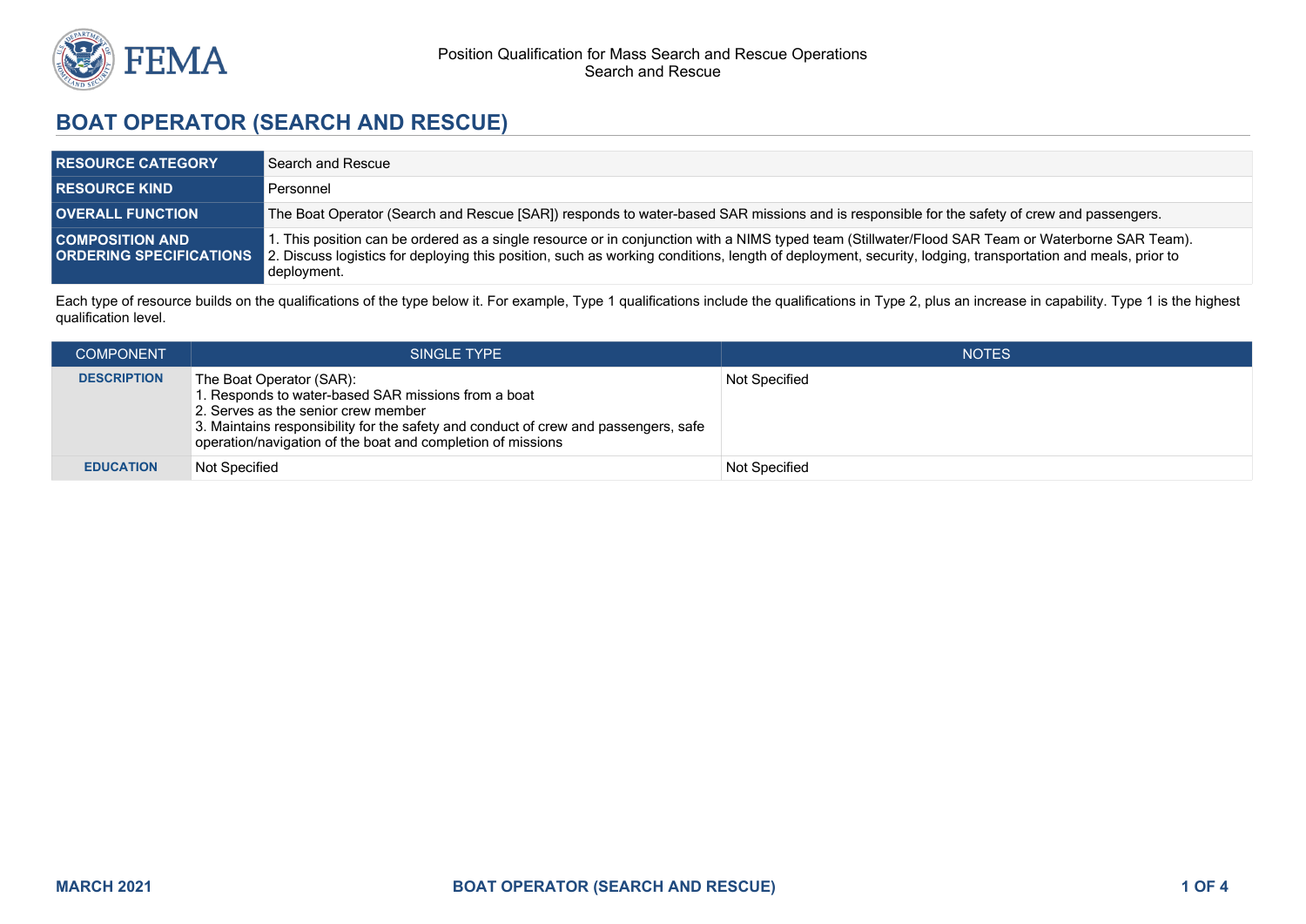# BOAT OPERATOR (SEARCH AND RESCUE)

| | |
|---|---|
| **RESOURCE CATEGORY** | Search and Rescue |
| **RESOURCE KIND** | Personnel |
| **OVERALL FUNCTION** | The Boat Operator (Search and Rescue [SAR]) responds to water-based SAR missions and is responsible for the safety of crew and passengers. |
| **COMPOSITION AND ORDERING SPECIFICATIONS** | 1. This position can be ordered as a single resource or in conjunction with a NIMS typed team (Stillwater/Flood SAR Team or Waterborne SAR Team).<br>2. Discuss logistics for deploying this position, such as working conditions, length of deployment, security, lodging, transportation and meals, prior to deployment. |

Each type of resource builds on the qualifications of the type below it. For example, Type 1 qualifications include the qualifications in Type 2, plus an increase in capability. Type 1 is the highest qualification level.

| COMPONENT | SINGLE TYPE | NOTES |
|---|---|---|
| **DESCRIPTION** | The Boat Operator (SAR):<br>1. Responds to water-based SAR missions from a boat<br>2. Serves as the senior crew member<br>3. Maintains responsibility for the safety and conduct of crew and passengers, safe operation/navigation of the boat and completion of missions | Not Specified |
| **EDUCATION** | Not Specified | Not Specified |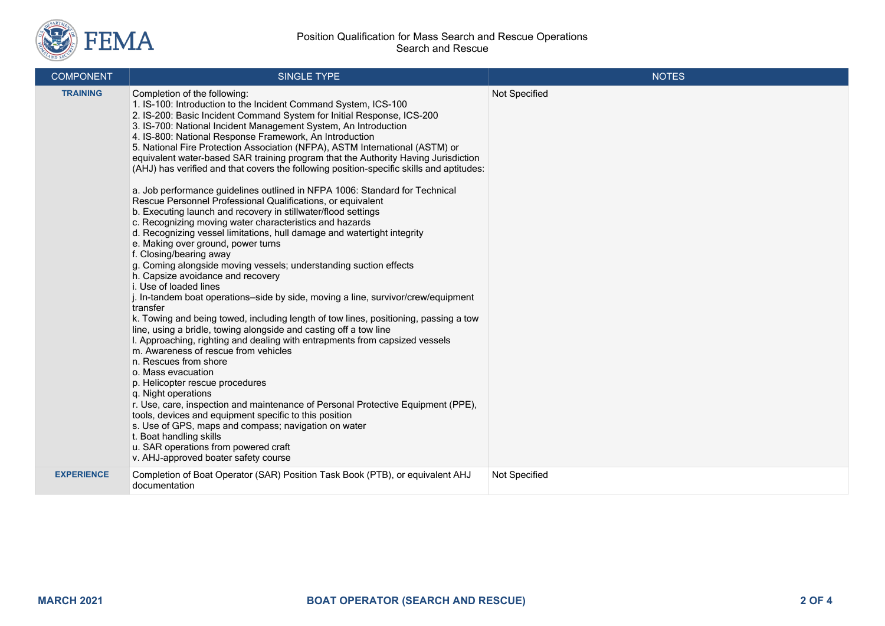| COMPONENT | SINGLE TYPE | NOTES |
|---|---|---|
| **TRAINING** | Completion of the following:<br>1. IS-100: Introduction to the Incident Command System, ICS-100<br>2. IS-200: Basic Incident Command System for Initial Response, ICS-200<br>3. IS-700: National Incident Management System, An Introduction<br>4. IS-800: National Response Framework, An Introduction<br>5. National Fire Protection Association (NFPA), ASTM International (ASTM) or equivalent water-based SAR training program that the Authority Having Jurisdiction (AHJ) has verified and that covers the following position-specific skills and aptitudes:<br><br>a. Job performance guidelines outlined in NFPA 1006: Standard for Technical Rescue Personnel Professional Qualifications, or equivalent<br>b. Executing launch and recovery in stillwater/flood settings<br>c. Recognizing moving water characteristics and hazards<br>d. Recognizing vessel limitations, hull damage and watertight integrity<br>e. Making over ground, power turns<br>f. Closing/bearing away<br>g. Coming alongside moving vessels; understanding suction effects<br>h. Capsize avoidance and recovery<br>i. Use of loaded lines<br>j. In-tandem boat operations–side by side, moving a line, survivor/crew/equipment transfer<br>k. Towing and being towed, including length of tow lines, positioning, passing a tow line, using a bridle, towing alongside and casting off a tow line<br>l. Approaching, righting and dealing with entrapments from capsized vessels<br>m. Awareness of rescue from vehicles<br>n. Rescues from shore<br>o. Mass evacuation<br>p. Helicopter rescue procedures<br>q. Night operations<br>r. Use, care, inspection and maintenance of Personal Protective Equipment (PPE), tools, devices and equipment specific to this position<br>s. Use of GPS, maps and compass; navigation on water<br>t. Boat handling skills<br>u. SAR operations from powered craft<br>v. AHJ-approved boater safety course | Not Specified |
| **EXPERIENCE** | Completion of Boat Operator (SAR) Position Task Book (PTB), or equivalent AHJ documentation | Not Specified |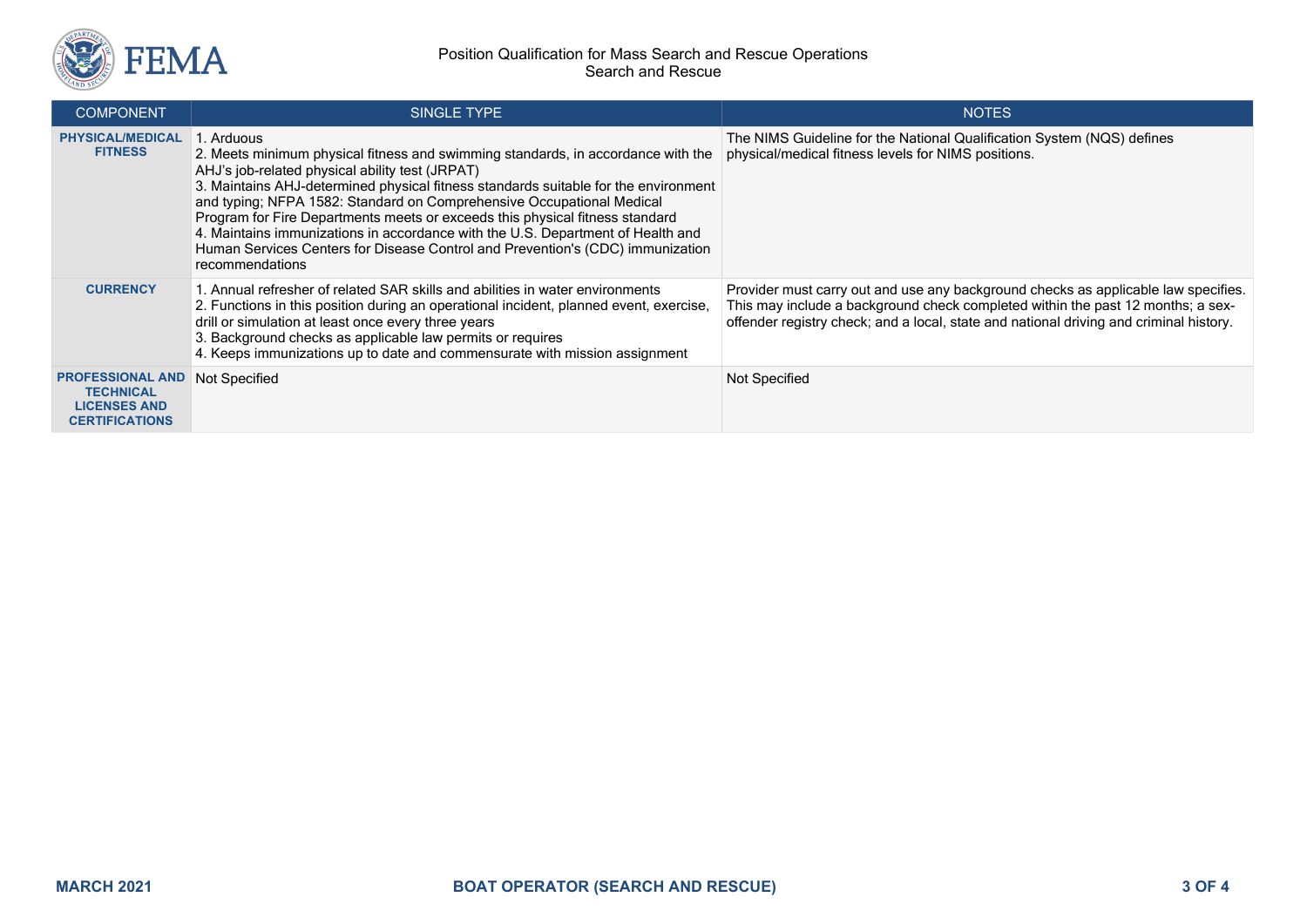| COMPONENT | SINGLE TYPE | NOTES |
|---|---|---|
| **PHYSICAL/MEDICAL FITNESS** | 1. Arduous<br>2. Meets minimum physical fitness and swimming standards, in accordance with the AHJ's job-related physical ability test (JRPAT)<br>3. Maintains AHJ-determined physical fitness standards suitable for the environment and typing; NFPA 1582: Standard on Comprehensive Occupational Medical Program for Fire Departments meets or exceeds this physical fitness standard<br>4. Maintains immunizations in accordance with the U.S. Department of Health and Human Services Centers for Disease Control and Prevention's (CDC) immunization recommendations | The NIMS Guideline for the National Qualification System (NQS) defines physical/medical fitness levels for NIMS positions. |
| **CURRENCY** | 1. Annual refresher of related SAR skills and abilities in water environments<br>2. Functions in this position during an operational incident, planned event, exercise, drill or simulation at least once every three years<br>3. Background checks as applicable law permits or requires<br>4. Keeps immunizations up to date and commensurate with mission assignment | Provider must carry out and use any background checks as applicable law specifies. This may include a background check completed within the past 12 months; a sex-offender registry check; and a local, state and national driving and criminal history. |
| **PROFESSIONAL AND TECHNICAL LICENSES AND CERTIFICATIONS** | Not Specified | Not Specified |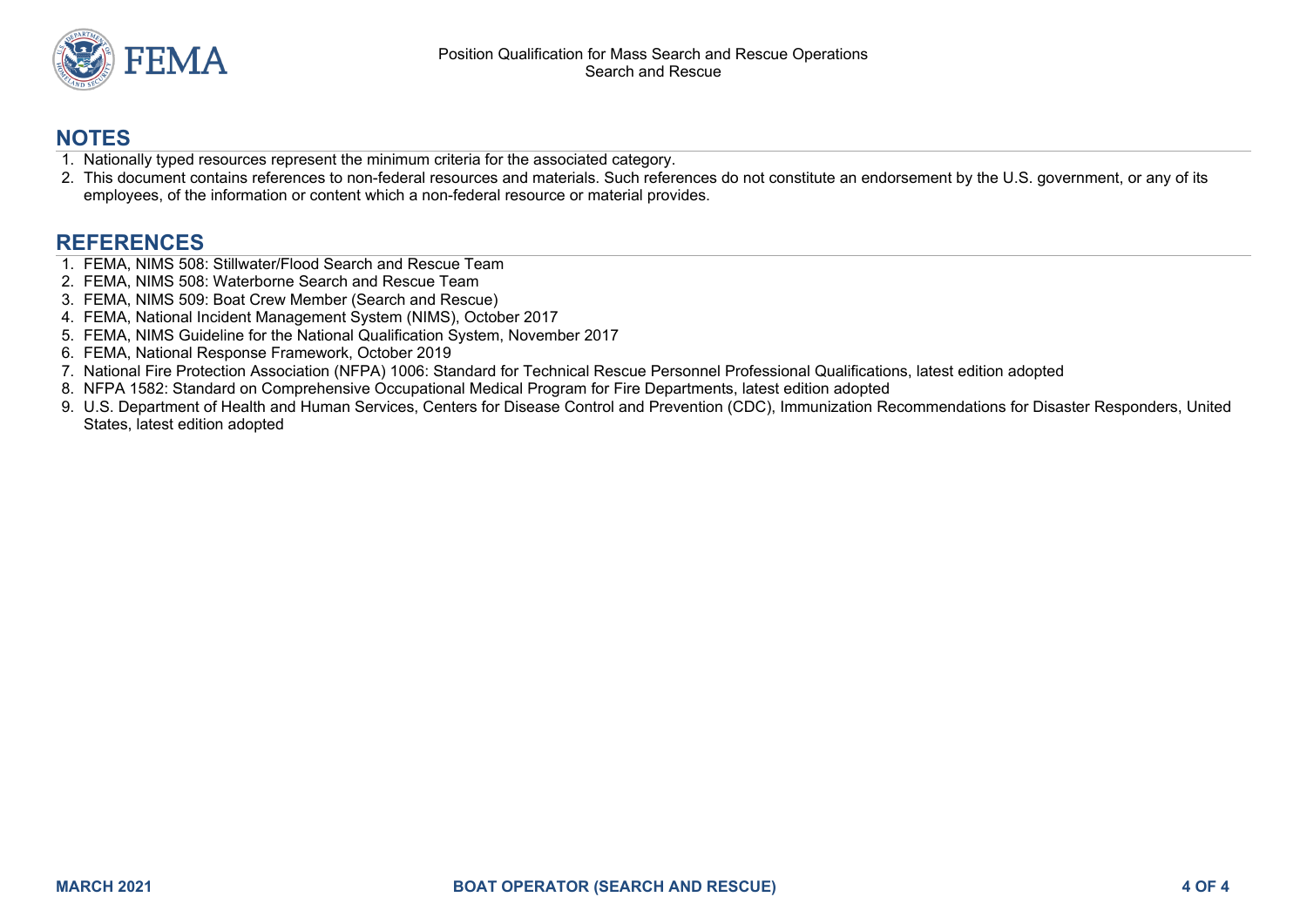## NOTES

1. Nationally typed resources represent the minimum criteria for the associated category.
2. This document contains references to non-federal resources and materials. Such references do not constitute an endorsement by the U.S. government, or any of its employees, of the information or content which a non-federal resource or material provides.

## REFERENCES

1. FEMA, NIMS 508: Stillwater/Flood Search and Rescue Team
2. FEMA, NIMS 508: Waterborne Search and Rescue Team
3. FEMA, NIMS 509: Boat Crew Member (Search and Rescue)
4. FEMA, National Incident Management System (NIMS), October 2017
5. FEMA, NIMS Guideline for the National Qualification System, November 2017
6. FEMA, National Response Framework, October 2019
7. National Fire Protection Association (NFPA) 1006: Standard for Technical Rescue Personnel Professional Qualifications, latest edition adopted
8. NFPA 1582: Standard on Comprehensive Occupational Medical Program for Fire Departments, latest edition adopted
9. U.S. Department of Health and Human Services, Centers for Disease Control and Prevention (CDC), Immunization Recommendations for Disaster Responders, United States, latest edition adopted